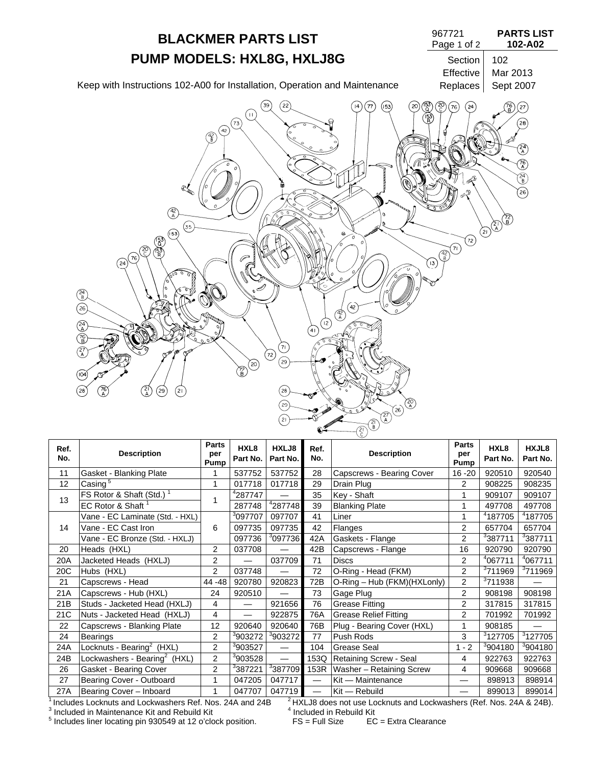# BLACKMER PARTS LIST

## PUMP MODELS: HXL8G, HXLJ8G

967721

**PARTS LIST 102-A02**

| Section | 102 |
|---|---|
| Effective | Mar 2013 |
| Replaces | Sept 2007 |

Keep with Instructions 102-A00 for Installation, Operation and Maintenance

| Ref. No. | Description | Parts per Pump | HXL8 Part No. | HXLJ8 Part No. |
|---|---|---|---|---|
| 11 | Gasket - Blanking Plate | 1 | 537752 | 537752 |
| 12 | Casing [5] | 1 | 017718 | 017718 |
| 13 | FS Rotor & Shaft (Std.) [1] | 1 | [4]287747 | — |
| | EC Rotor & Shaft [1] | | 287748 | [4]287748 |
| 14 | Vane - EC Laminate (Std. - HXL) | 6 | [3]097707 | 097707 |
| | Vane - EC Cast Iron | | 097735 | 097735 |
| | Vane - EC Bronze (Std. - HXLJ) | | 097736 | [3]097736 |
| 20 | Heads (HXL) | 2 | 037708 | — |
| 20A | Jacketed Heads (HXLJ) | 2 | — | 037709 |
| 20C | Hubs (HXL) | 2 | 037748 | — |
| 21 | Capscrews - Head | 44 -48 | 920780 | 920823 |
| 21A | Capscrews - Hub (HXL) | 24 | 920510 | — |
| 21B | Studs - Jacketed Head (HXLJ) | 4 | — | 921656 |
| 21C | Nuts - Jacketed Head (HXLJ) | 4 | — | 922875 |
| 22 | Capscrews - Blanking Plate | 12 | 920640 | 920640 |
| 24 | Bearings | 2 | [3]903272 | [3]903272 |
| 24A | Locknuts - Bearing[2] (HXL) | 2 | [3]903527 | — |
| 24B | Lockwashers - Bearing[2] (HXL) | 2 | [3]903528 | — |
| 26 | Gasket - Bearing Cover | 2 | [3]387221 | [3]387709 |
| 27 | Bearing Cover - Outboard | 1 | 047205 | 047717 |
| 27A | Bearing Cover – Inboard | 1 | 047707 | 047719 |
| 28 | Capscrews - Bearing Cover | 16 -20 | 920510 | 920540 |
| 29 | Drain Plug | 2 | 908225 | 908235 |
| 35 | Key - Shaft | 1 | 909107 | 909107 |
| 39 | Blanking Plate | 1 | 497708 | 497708 |
| 41 | Liner | 1 | [4]187705 | [4]187705 |
| 42 | Flanges | 2 | 657704 | 657704 |
| 42A | Gaskets - Flange | 2 | [3]387711 | [3]387711 |
| 42B | Capscrews - Flange | 16 | 920790 | 920790 |
| 71 | Discs | 2 | [4]067711 | [4]067711 |
| 72 | O-Ring - Head (FKM) | 2 | [3]711969 | [3]711969 |
| 72B | O-Ring – Hub (FKM)(HXLonly) | 2 | [3]711938 | — |
| 73 | Gage Plug | 2 | 908198 | 908198 |
| 76 | Grease Fitting | 2 | 317815 | 317815 |
| 76A | Grease Relief Fitting | 2 | 701992 | 701992 |
| 76B | Plug - Bearing Cover (HXL) | 1 | 908185 | — |
| 77 | Push Rods | 3 | [3]127705 | [3]127705 |
| 104 | Grease Seal | 1 - 2 | [3]904180 | [3]904180 |
| 153Q | Retaining Screw - Seal | 4 | 922763 | 922763 |
| 153R | Washer – Retaining Screw | 4 | 909668 | 909668 |
| — | Kit — Maintenance | — | 898913 | 898914 |
| — | Kit — Rebuild | — | 899013 | 899014 |

[1] Includes Locknuts and Lockwashers Ref. Nos. 24A and 24B
[2] HXLJ8 does not use Locknuts and Lockwashers (Ref. Nos. 24A & 24B).
[3] Included in Maintenance Kit and Rebuild Kit
[4] Included in Rebuild Kit
[5] Includes liner locating pin 930549 at 12 o'clock position.
FS = Full Size  EC = Extra Clearance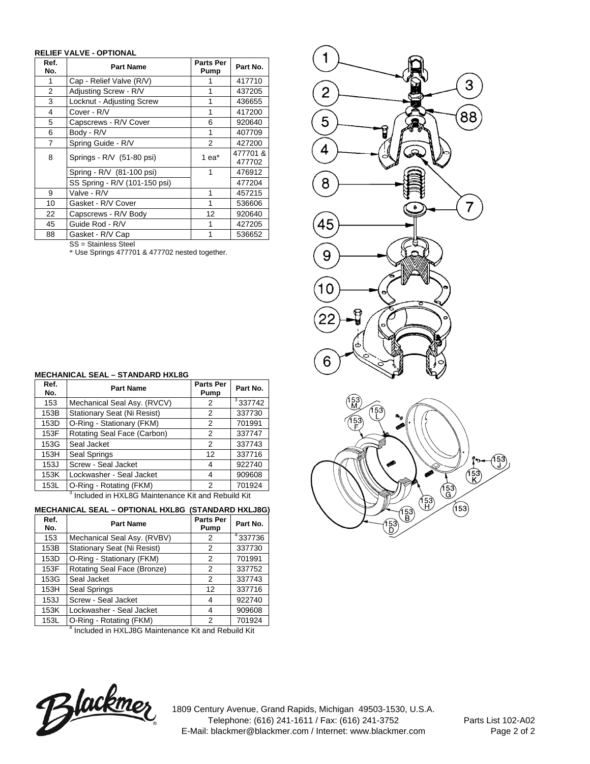### RELIEF VALVE - OPTIONAL

| Ref. No. | Part Name | Parts Per Pump | Part No. |
|---|---|---|---|
| 1 | Cap - Relief Valve (R/V) | 1 | 417710 |
| 2 | Adjusting Screw - R/V | 1 | 437205 |
| 3 | Locknut - Adjusting Screw | 1 | 436655 |
| 4 | Cover - R/V | 1 | 417200 |
| 5 | Capscrews - R/V Cover | 6 | 920640 |
| 6 | Body - R/V | 1 | 407709 |
| 7 | Spring Guide - R/V | 2 | 427200 |
| 8 | Springs - R/V (51-80 psi) | 1 ea* | 477701 & 477702 |
| | Spring - R/V (81-100 psi) | 1 | 476912 |
| | SS Spring - R/V (101-150 psi) | | 477204 |
| 9 | Valve - R/V | 1 | 457215 |
| 10 | Gasket - R/V Cover | 1 | 536606 |
| 22 | Capscrews - R/V Body | 12 | 920640 |
| 45 | Guide Rod - R/V | 1 | 427205 |
| 88 | Gasket - R/V Cap | 1 | 536652 |

SS = Stainless Steel

* Use Springs 477701 & 477702 nested together.

1
2
3
4
5
6
7
8
9
10
22
45
88

### MECHANICAL SEAL – STANDARD HXL8G

| Ref. No. | Part Name | Parts Per Pump | Part No. |
|---|---|---|---|
| 153 | Mechanical Seal Asy. (RVCV) | 2 | [3] 337742 |
| 153B | Stationary Seat (Ni Resist) | 2 | 337730 |
| 153D | O-Ring - Stationary (FKM) | 2 | 701991 |
| 153F | Rotating Seal Face (Carbon) | 2 | 337747 |
| 153G | Seal Jacket | 2 | 337743 |
| 153H | Seal Springs | 12 | 337716 |
| 153J | Screw - Seal Jacket | 4 | 922740 |
| 153K | Lockwasher - Seal Jacket | 4 | 909608 |
| 153L | O-Ring - Rotating (FKM) | 2 | 701924 |

[3] Included in HXL8G Maintenance Kit and Rebuild Kit

### MECHANICAL SEAL – OPTIONAL HXL8G (STANDARD HXLJ8G)

| Ref. No. | Part Name | Parts Per Pump | Part No. |
|---|---|---|---|
| 153 | Mechanical Seal Asy. (RVBV) | 2 | [4] 337736 |
| 153B | Stationary Seat (Ni Resist) | 2 | 337730 |
| 153D | O-Ring - Stationary (FKM) | 2 | 701991 |
| 153F | Rotating Seal Face (Bronze) | 2 | 337752 |
| 153G | Seal Jacket | 2 | 337743 |
| 153H | Seal Springs | 12 | 337716 |
| 153J | Screw - Seal Jacket | 4 | 922740 |
| 153K | Lockwasher - Seal Jacket | 4 | 909608 |
| 153L | O-Ring - Rotating (FKM) | 2 | 701924 |

[4] Included in HXLJ8G Maintenance Kit and Rebuild Kit

153 M
153 L
153 F
153 J
153 K
153 G
153 H
153
153 B
153 D

Blackmer®

1809 Century Avenue, Grand Rapids, Michigan 49503-1530, U.S.A.
Telephone: (616) 241-1611 / Fax: (616) 241-3752
E-Mail: blackmer@blackmer.com / Internet: www.blackmer.com

Parts List 102-A02